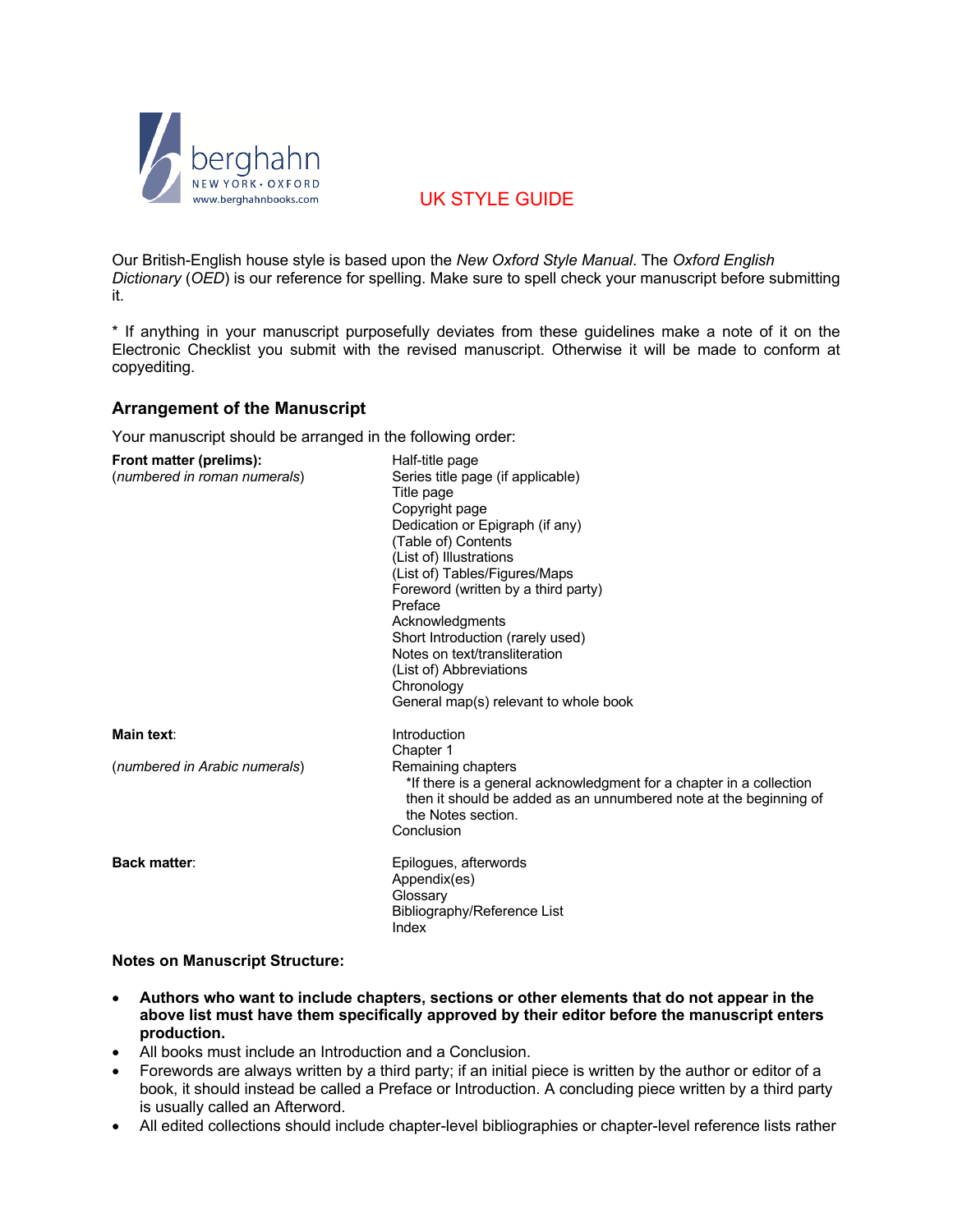berghahn
NEW YORK · OXFORD
www.berghahnbooks.com

# UK STYLE GUIDE

Our British-English house style is based upon the *New Oxford Style Manual*. The *Oxford English Dictionary* (*OED*) is our reference for spelling. Make sure to spell check your manuscript before submitting it.

* If anything in your manuscript purposefully deviates from these guidelines make a note of it on the Electronic Checklist you submit with the revised manuscript. Otherwise it will be made to conform at copyediting.

## Arrangement of the Manuscript

Your manuscript should be arranged in the following order:

**Front matter (prelims):**
(*numbered in roman numerals*)

- Half-title page
- Series title page (if applicable)
- Title page
- Copyright page
- Dedication or Epigraph (if any)
- (Table of) Contents
- (List of) Illustrations
- (List of) Tables/Figures/Maps
- Foreword (written by a third party)
- Preface
- Acknowledgments
- Short Introduction (rarely used)
- Notes on text/transliteration
- (List of) Abbreviations
- Chronology
- General map(s) relevant to whole book

**Main text**:
(*numbered in Arabic numerals*)

- Introduction
- Chapter 1
- Remaining chapters
  - *If there is a general acknowledgment for a chapter in a collection then it should be added as an unnumbered note at the beginning of the Notes section.
- Conclusion

**Back matter**:

- Epilogues, afterwords
- Appendix(es)
- Glossary
- Bibliography/Reference List
- Index

**Notes on Manuscript Structure:**

- **Authors who want to include chapters, sections or other elements that do not appear in the above list must have them specifically approved by their editor before the manuscript enters production.**
- All books must include an Introduction and a Conclusion.
- Forewords are always written by a third party; if an initial piece is written by the author or editor of a book, it should instead be called a Preface or Introduction. A concluding piece written by a third party is usually called an Afterword.
- All edited collections should include chapter-level bibliographies or chapter-level reference lists rather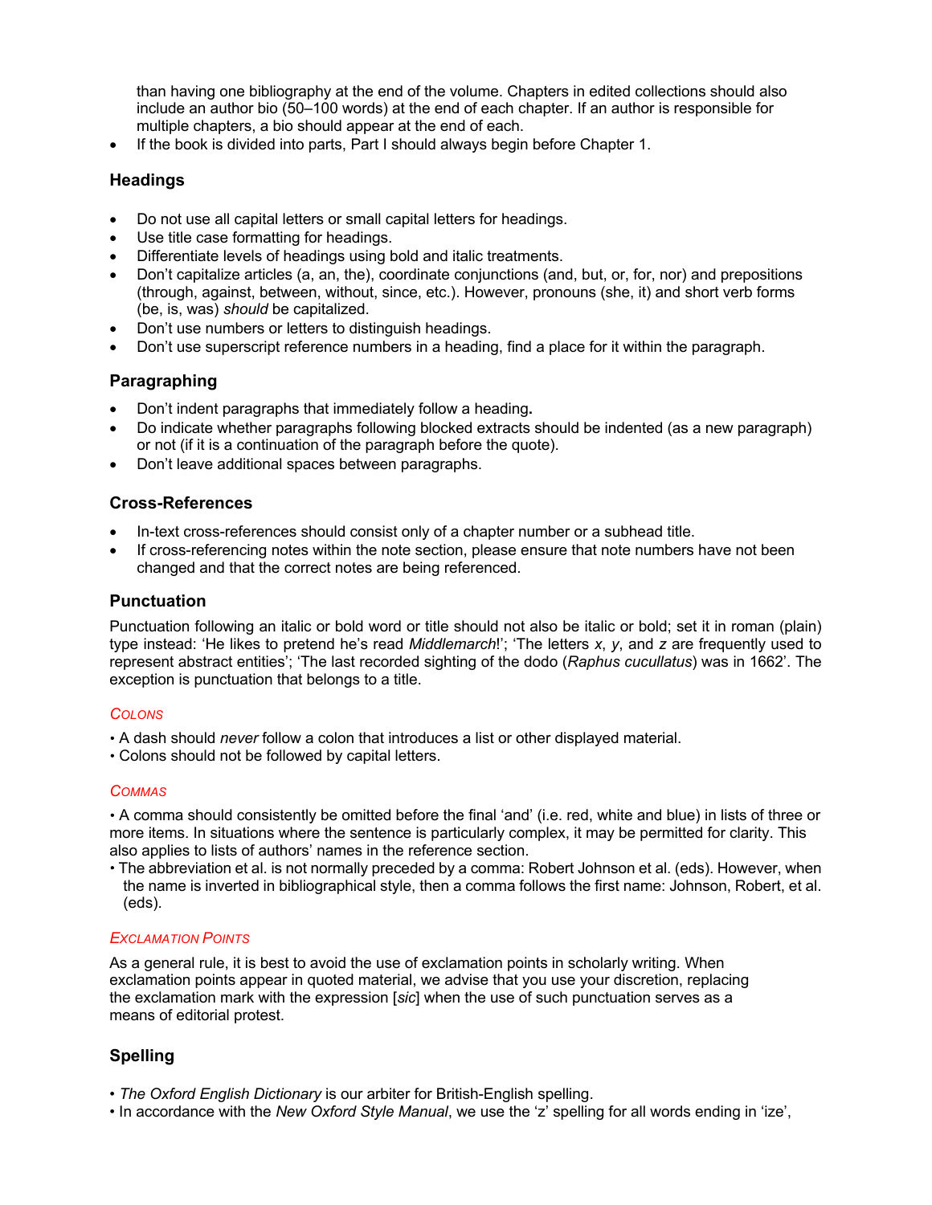than having one bibliography at the end of the volume. Chapters in edited collections should also include an author bio (50–100 words) at the end of each chapter. If an author is responsible for multiple chapters, a bio should appear at the end of each.

- If the book is divided into parts, Part I should always begin before Chapter 1.

## Headings

- Do not use all capital letters or small capital letters for headings.
- Use title case formatting for headings.
- Differentiate levels of headings using bold and italic treatments.
- Don't capitalize articles (a, an, the), coordinate conjunctions (and, but, or, for, nor) and prepositions (through, against, between, without, since, etc.). However, pronouns (she, it) and short verb forms (be, is, was) *should* be capitalized.
- Don't use numbers or letters to distinguish headings.
- Don't use superscript reference numbers in a heading, find a place for it within the paragraph.

## Paragraphing

- Don't indent paragraphs that immediately follow a heading**.**
- Do indicate whether paragraphs following blocked extracts should be indented (as a new paragraph) or not (if it is a continuation of the paragraph before the quote).
- Don't leave additional spaces between paragraphs.

## Cross-References

- In-text cross-references should consist only of a chapter number or a subhead title.
- If cross-referencing notes within the note section, please ensure that note numbers have not been changed and that the correct notes are being referenced.

## Punctuation

Punctuation following an italic or bold word or title should not also be italic or bold; set it in roman (plain) type instead: 'He likes to pretend he's read *Middlemarch*!'; 'The letters *x*, *y*, and *z* are frequently used to represent abstract entities'; 'The last recorded sighting of the dodo (*Raphus cucullatus*) was in 1662'. The exception is punctuation that belongs to a title.

### *Colons*

• A dash should *never* follow a colon that introduces a list or other displayed material.
• Colons should not be followed by capital letters.

### *Commas*

• A comma should consistently be omitted before the final 'and' (i.e. red, white and blue) in lists of three or more items. In situations where the sentence is particularly complex, it may be permitted for clarity. This also applies to lists of authors' names in the reference section.
• The abbreviation et al. is not normally preceded by a comma: Robert Johnson et al. (eds). However, when the name is inverted in bibliographical style, then a comma follows the first name: Johnson, Robert, et al. (eds).

### *Exclamation Points*

As a general rule, it is best to avoid the use of exclamation points in scholarly writing. When exclamation points appear in quoted material, we advise that you use your discretion, replacing the exclamation mark with the expression [*sic*] when the use of such punctuation serves as a means of editorial protest.

## Spelling

• *The Oxford English Dictionary* is our arbiter for British-English spelling.
• In accordance with the *New Oxford Style Manual*, we use the 'z' spelling for all words ending in 'ize',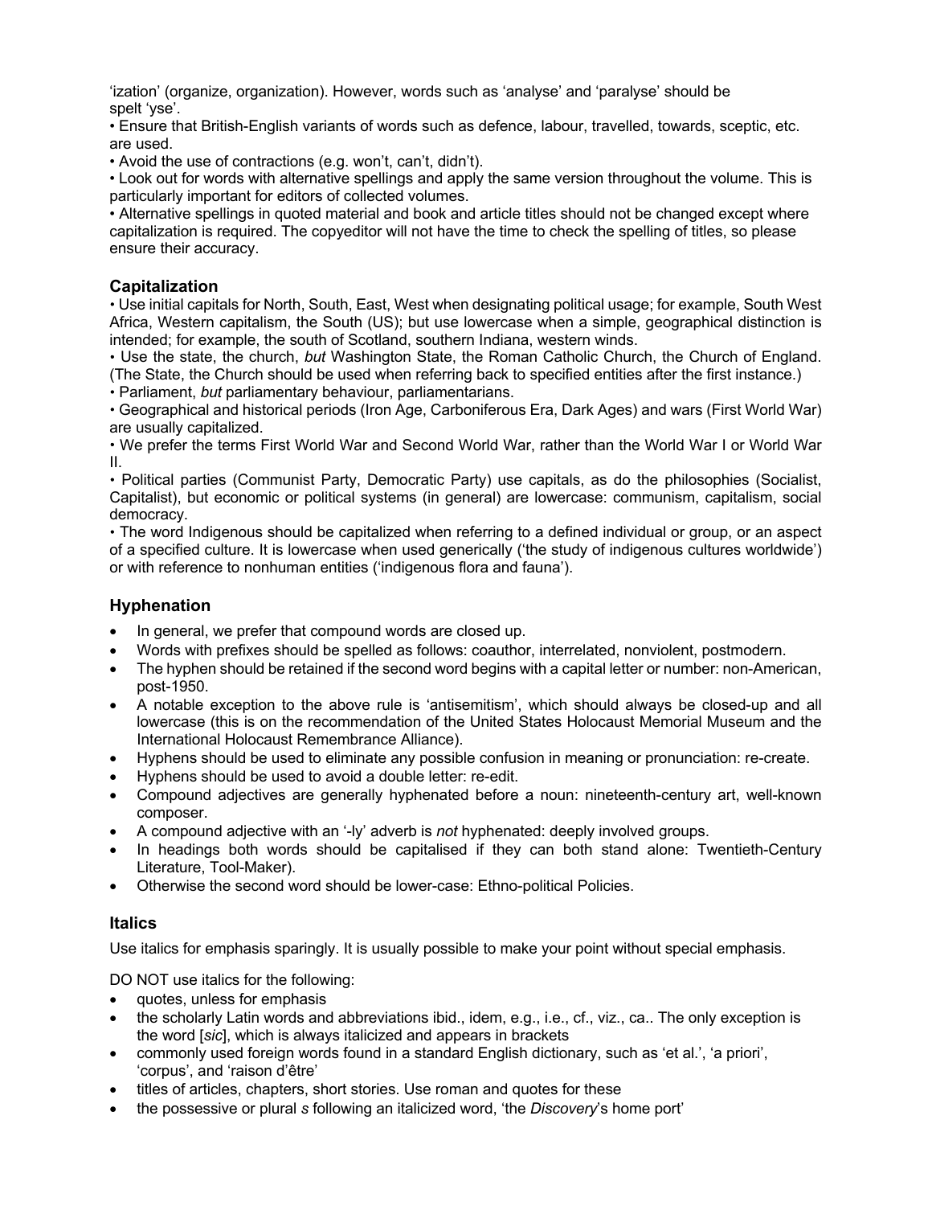'ization' (organize, organization). However, words such as 'analyse' and 'paralyse' should be spelt 'yse'.

• Ensure that British-English variants of words such as defence, labour, travelled, towards, sceptic, etc. are used.

• Avoid the use of contractions (e.g. won't, can't, didn't).

• Look out for words with alternative spellings and apply the same version throughout the volume. This is particularly important for editors of collected volumes.

• Alternative spellings in quoted material and book and article titles should not be changed except where capitalization is required. The copyeditor will not have the time to check the spelling of titles, so please ensure their accuracy.

### Capitalization

• Use initial capitals for North, South, East, West when designating political usage; for example, South West Africa, Western capitalism, the South (US); but use lowercase when a simple, geographical distinction is intended; for example, the south of Scotland, southern Indiana, western winds.

• Use the state, the church, *but* Washington State, the Roman Catholic Church, the Church of England. (The State, the Church should be used when referring back to specified entities after the first instance.)

• Parliament, *but* parliamentary behaviour, parliamentarians.

• Geographical and historical periods (Iron Age, Carboniferous Era, Dark Ages) and wars (First World War) are usually capitalized.

• We prefer the terms First World War and Second World War, rather than the World War I or World War II.

• Political parties (Communist Party, Democratic Party) use capitals, as do the philosophies (Socialist, Capitalist), but economic or political systems (in general) are lowercase: communism, capitalism, social democracy.

• The word Indigenous should be capitalized when referring to a defined individual or group, or an aspect of a specified culture. It is lowercase when used generically ('the study of indigenous cultures worldwide') or with reference to nonhuman entities ('indigenous flora and fauna').

### Hyphenation

- In general, we prefer that compound words are closed up.
- Words with prefixes should be spelled as follows: coauthor, interrelated, nonviolent, postmodern.
- The hyphen should be retained if the second word begins with a capital letter or number: non-American, post-1950.
- A notable exception to the above rule is 'antisemitism', which should always be closed-up and all lowercase (this is on the recommendation of the United States Holocaust Memorial Museum and the International Holocaust Remembrance Alliance).
- Hyphens should be used to eliminate any possible confusion in meaning or pronunciation: re-create.
- Hyphens should be used to avoid a double letter: re-edit.
- Compound adjectives are generally hyphenated before a noun: nineteenth-century art, well-known composer.
- A compound adjective with an '-ly' adverb is *not* hyphenated: deeply involved groups.
- In headings both words should be capitalised if they can both stand alone: Twentieth-Century Literature, Tool-Maker).
- Otherwise the second word should be lower-case: Ethno-political Policies.

### Italics

Use italics for emphasis sparingly. It is usually possible to make your point without special emphasis.

DO NOT use italics for the following:

- quotes, unless for emphasis
- the scholarly Latin words and abbreviations ibid., idem, e.g., i.e., cf., viz., ca.. The only exception is the word [*sic*], which is always italicized and appears in brackets
- commonly used foreign words found in a standard English dictionary, such as 'et al.', 'a priori', 'corpus', and 'raison d'être'
- titles of articles, chapters, short stories. Use roman and quotes for these
- the possessive or plural *s* following an italicized word, 'the *Discovery*'s home port'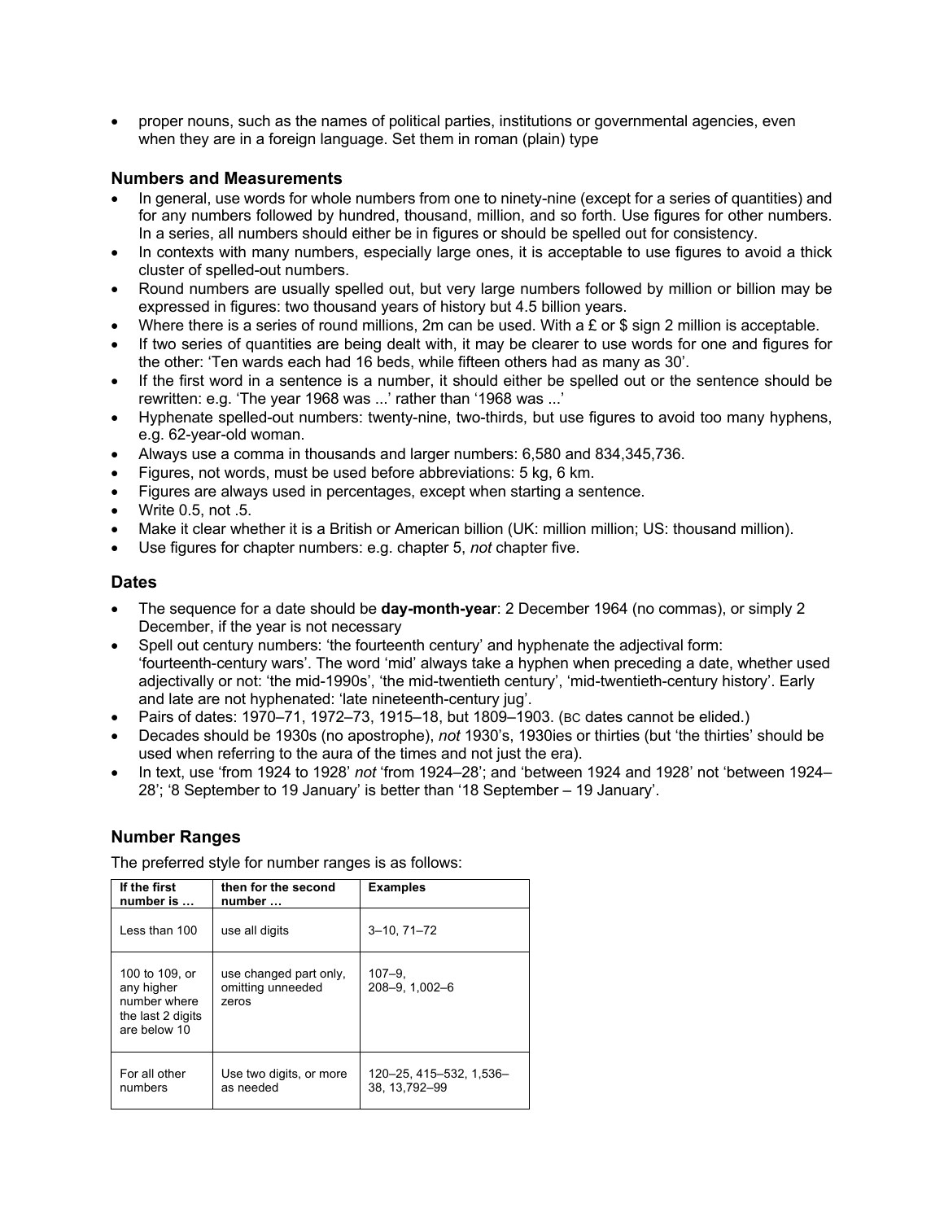- proper nouns, such as the names of political parties, institutions or governmental agencies, even when they are in a foreign language. Set them in roman (plain) type

### Numbers and Measurements

- In general, use words for whole numbers from one to ninety-nine (except for a series of quantities) and for any numbers followed by hundred, thousand, million, and so forth. Use figures for other numbers. In a series, all numbers should either be in figures or should be spelled out for consistency.
- In contexts with many numbers, especially large ones, it is acceptable to use figures to avoid a thick cluster of spelled-out numbers.
- Round numbers are usually spelled out, but very large numbers followed by million or billion may be expressed in figures: two thousand years of history but 4.5 billion years.
- Where there is a series of round millions, 2m can be used. With a £ or $ sign 2 million is acceptable.
- If two series of quantities are being dealt with, it may be clearer to use words for one and figures for the other: 'Ten wards each had 16 beds, while fifteen others had as many as 30'.
- If the first word in a sentence is a number, it should either be spelled out or the sentence should be rewritten: e.g. 'The year 1968 was ...' rather than '1968 was ...'
- Hyphenate spelled-out numbers: twenty-nine, two-thirds, but use figures to avoid too many hyphens, e.g. 62-year-old woman.
- Always use a comma in thousands and larger numbers: 6,580 and 834,345,736.
- Figures, not words, must be used before abbreviations: 5 kg, 6 km.
- Figures are always used in percentages, except when starting a sentence.
- Write 0.5, not .5.
- Make it clear whether it is a British or American billion (UK: million million; US: thousand million).
- Use figures for chapter numbers: e.g. chapter 5, *not* chapter five.

### Dates

- The sequence for a date should be **day-month-year**: 2 December 1964 (no commas), or simply 2 December, if the year is not necessary
- Spell out century numbers: 'the fourteenth century' and hyphenate the adjectival form: 'fourteenth-century wars'. The word 'mid' always take a hyphen when preceding a date, whether used adjectivally or not: 'the mid-1990s', 'the mid-twentieth century', 'mid-twentieth-century history'. Early and late are not hyphenated: 'late nineteenth-century jug'.
- Pairs of dates: 1970–71, 1972–73, 1915–18, but 1809–1903. (BC dates cannot be elided.)
- Decades should be 1930s (no apostrophe), *not* 1930's, 1930ies or thirties (but 'the thirties' should be used when referring to the aura of the times and not just the era).
- In text, use 'from 1924 to 1928' *not* 'from 1924–28'; and 'between 1924 and 1928' not 'between 1924–28'; '8 September to 19 January' is better than '18 September – 19 January'.

### Number Ranges

The preferred style for number ranges is as follows:

| If the first number is … | then for the second number … | Examples |
|---|---|---|
| Less than 100 | use all digits | 3–10, 71–72 |
| 100 to 109, or any higher number where the last 2 digits are below 10 | use changed part only, omitting unneeded zeros | 107–9, 208–9, 1,002–6 |
| For all other numbers | Use two digits, or more as needed | 120–25, 415–532, 1,536–38, 13,792–99 |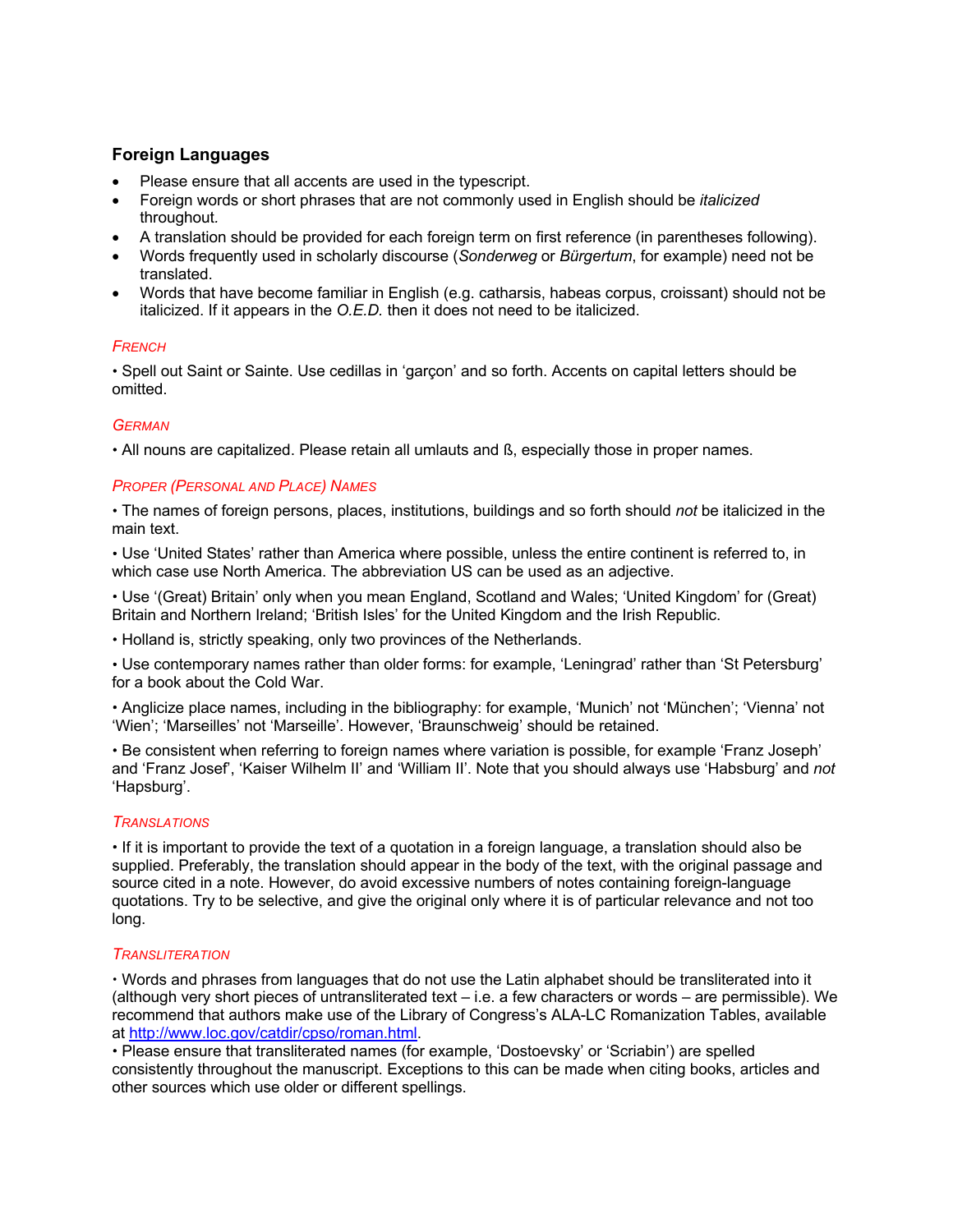## Foreign Languages

- Please ensure that all accents are used in the typescript.
- Foreign words or short phrases that are not commonly used in English should be *italicized* throughout.
- A translation should be provided for each foreign term on first reference (in parentheses following).
- Words frequently used in scholarly discourse (*Sonderweg* or *Bürgertum*, for example) need not be translated.
- Words that have become familiar in English (e.g. catharsis, habeas corpus, croissant) should not be italicized. If it appears in the *O.E.D.* then it does not need to be italicized.

### *French*

• Spell out Saint or Sainte. Use cedillas in 'garçon' and so forth. Accents on capital letters should be omitted.

### *German*

• All nouns are capitalized. Please retain all umlauts and ß, especially those in proper names.

### *Proper (Personal and Place) Names*

• The names of foreign persons, places, institutions, buildings and so forth should *not* be italicized in the main text.

• Use 'United States' rather than America where possible, unless the entire continent is referred to, in which case use North America. The abbreviation US can be used as an adjective.

• Use '(Great) Britain' only when you mean England, Scotland and Wales; 'United Kingdom' for (Great) Britain and Northern Ireland; 'British Isles' for the United Kingdom and the Irish Republic.

• Holland is, strictly speaking, only two provinces of the Netherlands.

• Use contemporary names rather than older forms: for example, 'Leningrad' rather than 'St Petersburg' for a book about the Cold War.

• Anglicize place names, including in the bibliography: for example, 'Munich' not 'München'; 'Vienna' not 'Wien'; 'Marseilles' not 'Marseille'. However, 'Braunschweig' should be retained.

• Be consistent when referring to foreign names where variation is possible, for example 'Franz Joseph' and 'Franz Josef', 'Kaiser Wilhelm II' and 'William II'. Note that you should always use 'Habsburg' and *not* 'Hapsburg'.

### *Translations*

• If it is important to provide the text of a quotation in a foreign language, a translation should also be supplied. Preferably, the translation should appear in the body of the text, with the original passage and source cited in a note. However, do avoid excessive numbers of notes containing foreign-language quotations. Try to be selective, and give the original only where it is of particular relevance and not too long.

### *Transliteration*

• Words and phrases from languages that do not use the Latin alphabet should be transliterated into it (although very short pieces of untransliterated text – i.e. a few characters or words – are permissible). We recommend that authors make use of the Library of Congress's ALA-LC Romanization Tables, available at [http://www.loc.gov/catdir/cpso/roman.html](http://www.loc.gov/catdir/cpso/roman.html).

• Please ensure that transliterated names (for example, 'Dostoevsky' or 'Scriabin') are spelled consistently throughout the manuscript. Exceptions to this can be made when citing books, articles and other sources which use older or different spellings.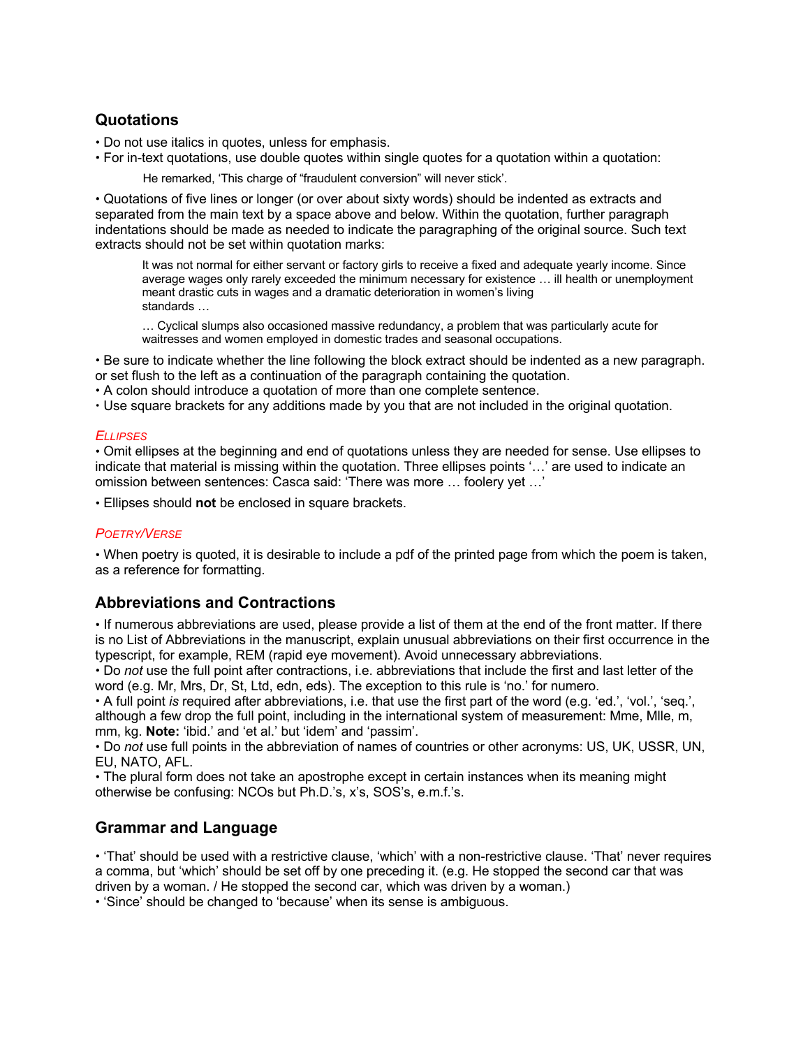## Quotations

• Do not use italics in quotes, unless for emphasis.
• For in-text quotations, use double quotes within single quotes for a quotation within a quotation:

> He remarked, 'This charge of "fraudulent conversion" will never stick'.

• Quotations of five lines or longer (or over about sixty words) should be indented as extracts and separated from the main text by a space above and below. Within the quotation, further paragraph indentations should be made as needed to indicate the paragraphing of the original source. Such text extracts should not be set within quotation marks:

> It was not normal for either servant or factory girls to receive a fixed and adequate yearly income. Since average wages only rarely exceeded the minimum necessary for existence … ill health or unemployment meant drastic cuts in wages and a dramatic deterioration in women's living standards …
>
> … Cyclical slumps also occasioned massive redundancy, a problem that was particularly acute for waitresses and women employed in domestic trades and seasonal occupations.

• Be sure to indicate whether the line following the block extract should be indented as a new paragraph. or set flush to the left as a continuation of the paragraph containing the quotation.
• A colon should introduce a quotation of more than one complete sentence.
• Use square brackets for any additions made by you that are not included in the original quotation.

### *Ellipses*

• Omit ellipses at the beginning and end of quotations unless they are needed for sense. Use ellipses to indicate that material is missing within the quotation. Three ellipses points '…' are used to indicate an omission between sentences: Casca said: 'There was more … foolery yet …'

• Ellipses should **not** be enclosed in square brackets.

### *Poetry/Verse*

• When poetry is quoted, it is desirable to include a pdf of the printed page from which the poem is taken, as a reference for formatting.

## Abbreviations and Contractions

• If numerous abbreviations are used, please provide a list of them at the end of the front matter. If there is no List of Abbreviations in the manuscript, explain unusual abbreviations on their first occurrence in the typescript, for example, REM (rapid eye movement). Avoid unnecessary abbreviations.
• Do *not* use the full point after contractions, i.e. abbreviations that include the first and last letter of the word (e.g. Mr, Mrs, Dr, St, Ltd, edn, eds). The exception to this rule is 'no.' for numero.
• A full point *is* required after abbreviations, i.e. that use the first part of the word (e.g. 'ed.', 'vol.', 'seq.', although a few drop the full point, including in the international system of measurement: Mme, Mlle, m, mm, kg. **Note:** 'ibid.' and 'et al.' but 'idem' and 'passim'.
• Do *not* use full points in the abbreviation of names of countries or other acronyms: US, UK, USSR, UN, EU, NATO, AFL.
• The plural form does not take an apostrophe except in certain instances when its meaning might otherwise be confusing: NCOs but Ph.D.'s, x's, SOS's, e.m.f.'s.

## Grammar and Language

• 'That' should be used with a restrictive clause, 'which' with a non-restrictive clause. 'That' never requires a comma, but 'which' should be set off by one preceding it. (e.g. He stopped the second car that was driven by a woman. / He stopped the second car, which was driven by a woman.)
• 'Since' should be changed to 'because' when its sense is ambiguous.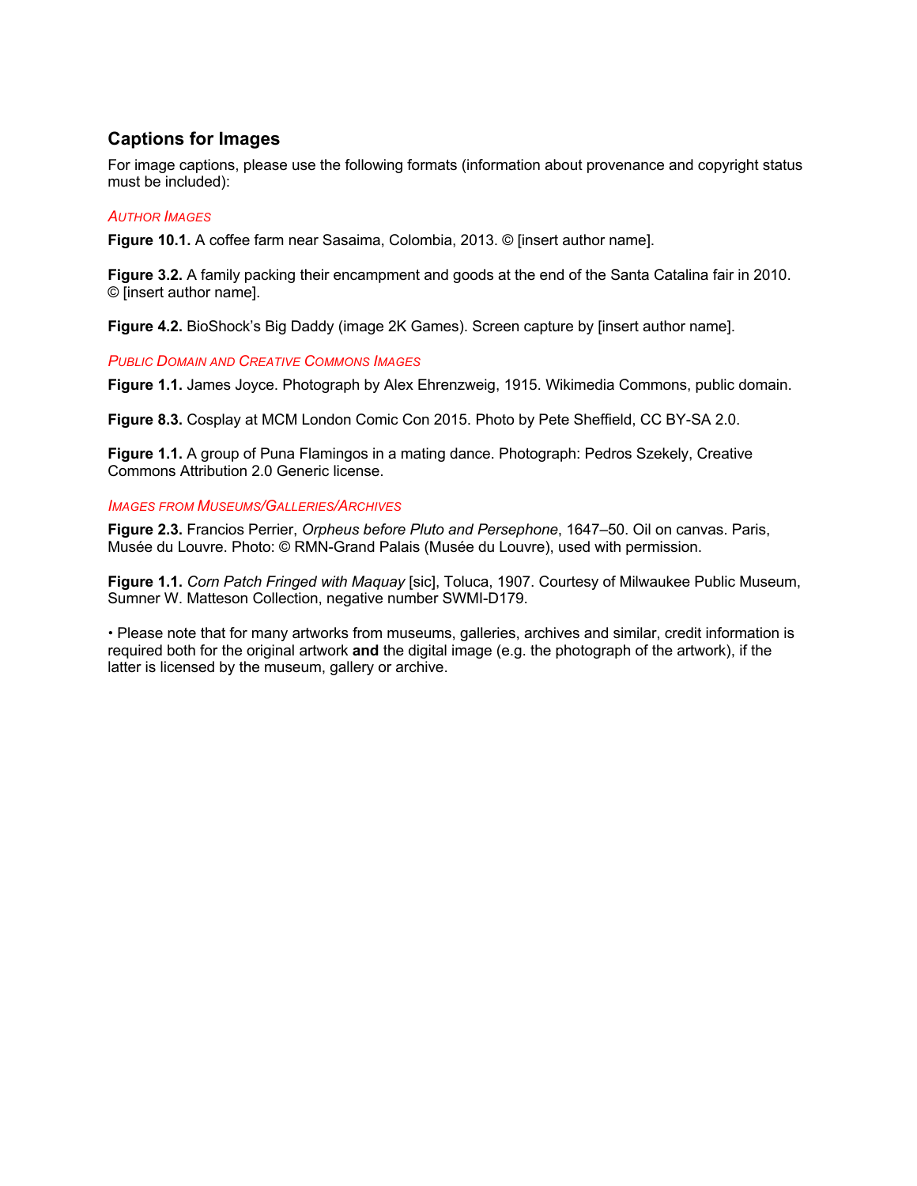## Captions for Images

For image captions, please use the following formats (information about provenance and copyright status must be included):

*Author Images*

**Figure 10.1.** A coffee farm near Sasaima, Colombia, 2013. © [insert author name].

**Figure 3.2.** A family packing their encampment and goods at the end of the Santa Catalina fair in 2010. © [insert author name].

**Figure 4.2.** BioShock's Big Daddy (image 2K Games). Screen capture by [insert author name].

*Public Domain and Creative Commons Images*

**Figure 1.1.** James Joyce. Photograph by Alex Ehrenzweig, 1915. Wikimedia Commons, public domain.

**Figure 8.3.** Cosplay at MCM London Comic Con 2015. Photo by Pete Sheffield, CC BY-SA 2.0.

**Figure 1.1.** A group of Puna Flamingos in a mating dance. Photograph: Pedros Szekely, Creative Commons Attribution 2.0 Generic license.

*Images from Museums/Galleries/Archives*

**Figure 2.3.** Francios Perrier, *Orpheus before Pluto and Persephone*, 1647–50. Oil on canvas. Paris, Musée du Louvre. Photo: © RMN-Grand Palais (Musée du Louvre), used with permission.

**Figure 1.1.** *Corn Patch Fringed with Maquay* [sic], Toluca, 1907. Courtesy of Milwaukee Public Museum, Sumner W. Matteson Collection, negative number SWMI-D179.

• Please note that for many artworks from museums, galleries, archives and similar, credit information is required both for the original artwork **and** the digital image (e.g. the photograph of the artwork), if the latter is licensed by the museum, gallery or archive.